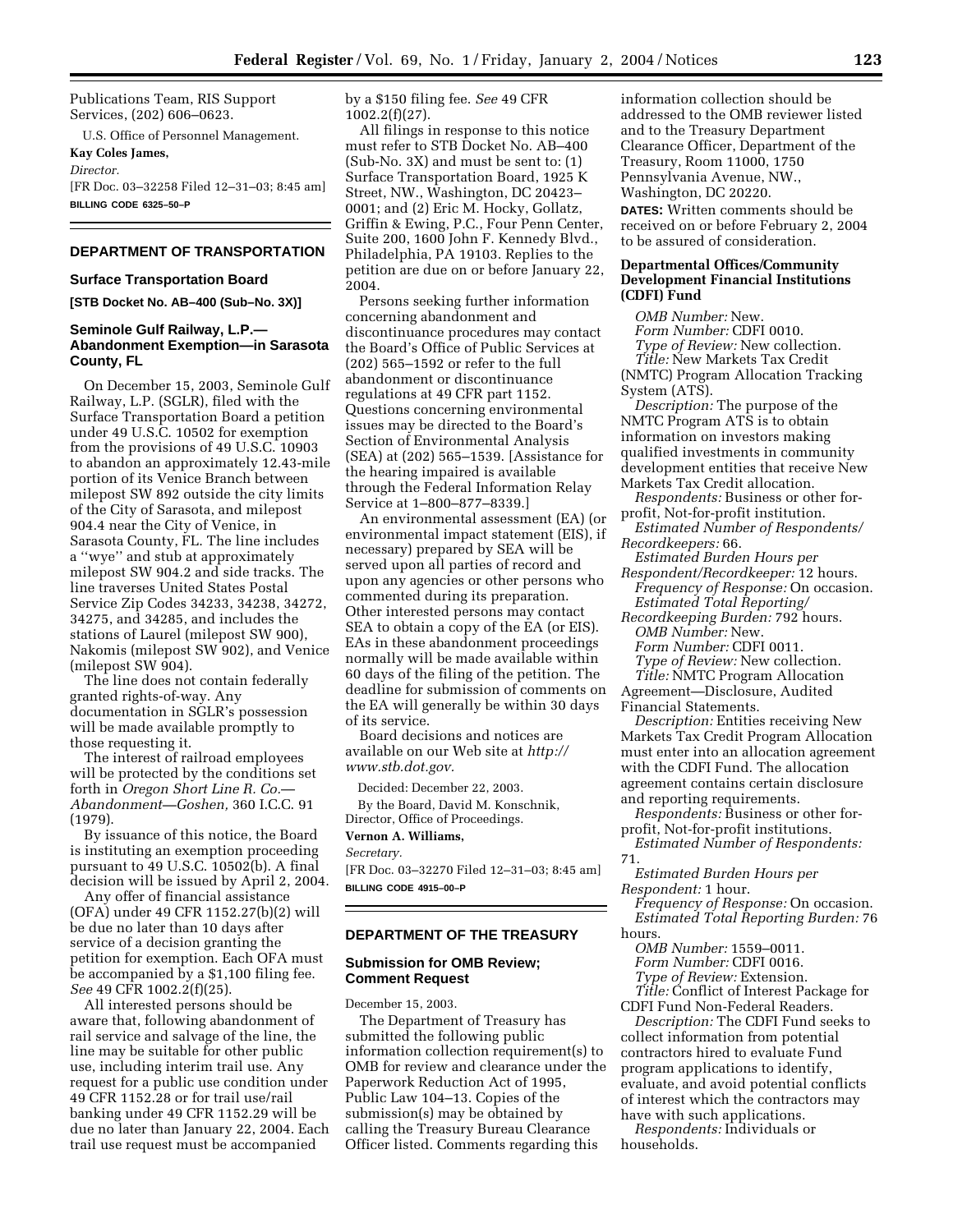Publications Team, RIS Support Services, (202) 606–0623.

U.S. Office of Personnel Management.

**Kay Coles James,**

*Director.*

[FR Doc. 03–32258 Filed 12–31–03; 8:45 am]

**BILLING CODE 6325–50–P**

## DEPARTMENT OF TRANSPORTATION

### Surface Transportation Board

**[STB Docket No. AB–400 (Sub–No. 3X)]**

### Seminole Gulf Railway, L.P.—Abandonment Exemption—in Sarasota County, FL

On December 15, 2003, Seminole Gulf Railway, L.P. (SGLR), filed with the Surface Transportation Board a petition under 49 U.S.C. 10502 for exemption from the provisions of 49 U.S.C. 10903 to abandon an approximately 12.43-mile portion of its Venice Branch between milepost SW 892 outside the city limits of the City of Sarasota, and milepost 904.4 near the City of Venice, in Sarasota County, FL. The line includes a ''wye'' and stub at approximately milepost SW 904.2 and side tracks. The line traverses United States Postal Service Zip Codes 34233, 34238, 34272, 34275, and 34285, and includes the stations of Laurel (milepost SW 900), Nakomis (milepost SW 902), and Venice (milepost SW 904).

The line does not contain federally granted rights-of-way. Any documentation in SGLR's possession will be made available promptly to those requesting it.

The interest of railroad employees will be protected by the conditions set forth in *Oregon Short Line R. Co.—Abandonment—Goshen,* 360 I.C.C. 91 (1979).

By issuance of this notice, the Board is instituting an exemption proceeding pursuant to 49 U.S.C. 10502(b). A final decision will be issued by April 2, 2004.

Any offer of financial assistance (OFA) under 49 CFR 1152.27(b)(2) will be due no later than 10 days after service of a decision granting the petition for exemption. Each OFA must be accompanied by a $1,100 filing fee. *See* 49 CFR 1002.2(f)(25).

All interested persons should be aware that, following abandonment of rail service and salvage of the line, the line may be suitable for other public use, including interim trail use. Any request for a public use condition under 49 CFR 1152.28 or for trail use/rail banking under 49 CFR 1152.29 will be due no later than January 22, 2004. Each trail use request must be accompanied by a $150 filing fee. *See* 49 CFR 1002.2(f)(27).

All filings in response to this notice must refer to STB Docket No. AB–400 (Sub-No. 3X) and must be sent to: (1) Surface Transportation Board, 1925 K Street, NW., Washington, DC 20423–0001; and (2) Eric M. Hocky, Gollatz, Griffin & Ewing, P.C., Four Penn Center, Suite 200, 1600 John F. Kennedy Blvd., Philadelphia, PA 19103. Replies to the petition are due on or before January 22, 2004.

Persons seeking further information concerning abandonment and discontinuance procedures may contact the Board's Office of Public Services at (202) 565–1592 or refer to the full abandonment or discontinuance regulations at 49 CFR part 1152. Questions concerning environmental issues may be directed to the Board's Section of Environmental Analysis (SEA) at (202) 565–1539. [Assistance for the hearing impaired is available through the Federal Information Relay Service at 1–800–877–8339.]

An environmental assessment (EA) (or environmental impact statement (EIS), if necessary) prepared by SEA will be served upon all parties of record and upon any agencies or other persons who commented during its preparation. Other interested persons may contact SEA to obtain a copy of the EA (or EIS). EAs in these abandonment proceedings normally will be made available within 60 days of the filing of the petition. The deadline for submission of comments on the EA will generally be within 30 days of its service.

Board decisions and notices are available on our Web site at *http://www.stb.dot.gov.*

Decided: December 22, 2003.

By the Board, David M. Konschnik, Director, Office of Proceedings.

**Vernon A. Williams,**

*Secretary.*

[FR Doc. 03–32270 Filed 12–31–03; 8:45 am]

**BILLING CODE 4915–00–P**

## DEPARTMENT OF THE TREASURY

### Submission for OMB Review; Comment Request

December 15, 2003.

The Department of Treasury has submitted the following public information collection requirement(s) to OMB for review and clearance under the Paperwork Reduction Act of 1995, Public Law 104–13. Copies of the submission(s) may be obtained by calling the Treasury Bureau Clearance Officer listed. Comments regarding this information collection should be addressed to the OMB reviewer listed and to the Treasury Department Clearance Officer, Department of the Treasury, Room 11000, 1750 Pennsylvania Avenue, NW., Washington, DC 20220.

**DATES:** Written comments should be received on or before February 2, 2004 to be assured of consideration.

**Departmental Offices/Community Development Financial Institutions (CDFI) Fund**

*OMB Number:* New.
*Form Number:* CDFI 0010.
*Type of Review:* New collection.
*Title:* New Markets Tax Credit (NMTC) Program Allocation Tracking System (ATS).
*Description:* The purpose of the NMTC Program ATS is to obtain information on investors making qualified investments in community development entities that receive New Markets Tax Credit allocation.
*Respondents:* Business or other for-profit, Not-for-profit institution.
*Estimated Number of Respondents/Recordkeepers:* 66.
*Estimated Burden Hours per Respondent/Recordkeeper:* 12 hours.
*Frequency of Response:* On occasion.
*Estimated Total Reporting/Recordkeeping Burden:* 792 hours.

*OMB Number:* New.
*Form Number:* CDFI 0011.
*Type of Review:* New collection.
*Title:* NMTC Program Allocation Agreement—Disclosure, Audited Financial Statements.
*Description:* Entities receiving New Markets Tax Credit Program Allocation must enter into an allocation agreement with the CDFI Fund. The allocation agreement contains certain disclosure and reporting requirements.
*Respondents:* Business or other for-profit, Not-for-profit institutions.
*Estimated Number of Respondents:* 71.
*Estimated Burden Hours per Respondent:* 1 hour.
*Frequency of Response:* On occasion.
*Estimated Total Reporting Burden:* 76 hours.

*OMB Number:* 1559–0011.
*Form Number:* CDFI 0016.
*Type of Review:* Extension.
*Title:* Conflict of Interest Package for CDFI Fund Non-Federal Readers.
*Description:* The CDFI Fund seeks to collect information from potential contractors hired to evaluate Fund program applications to identify, evaluate, and avoid potential conflicts of interest which the contractors may have with such applications.
*Respondents:* Individuals or households.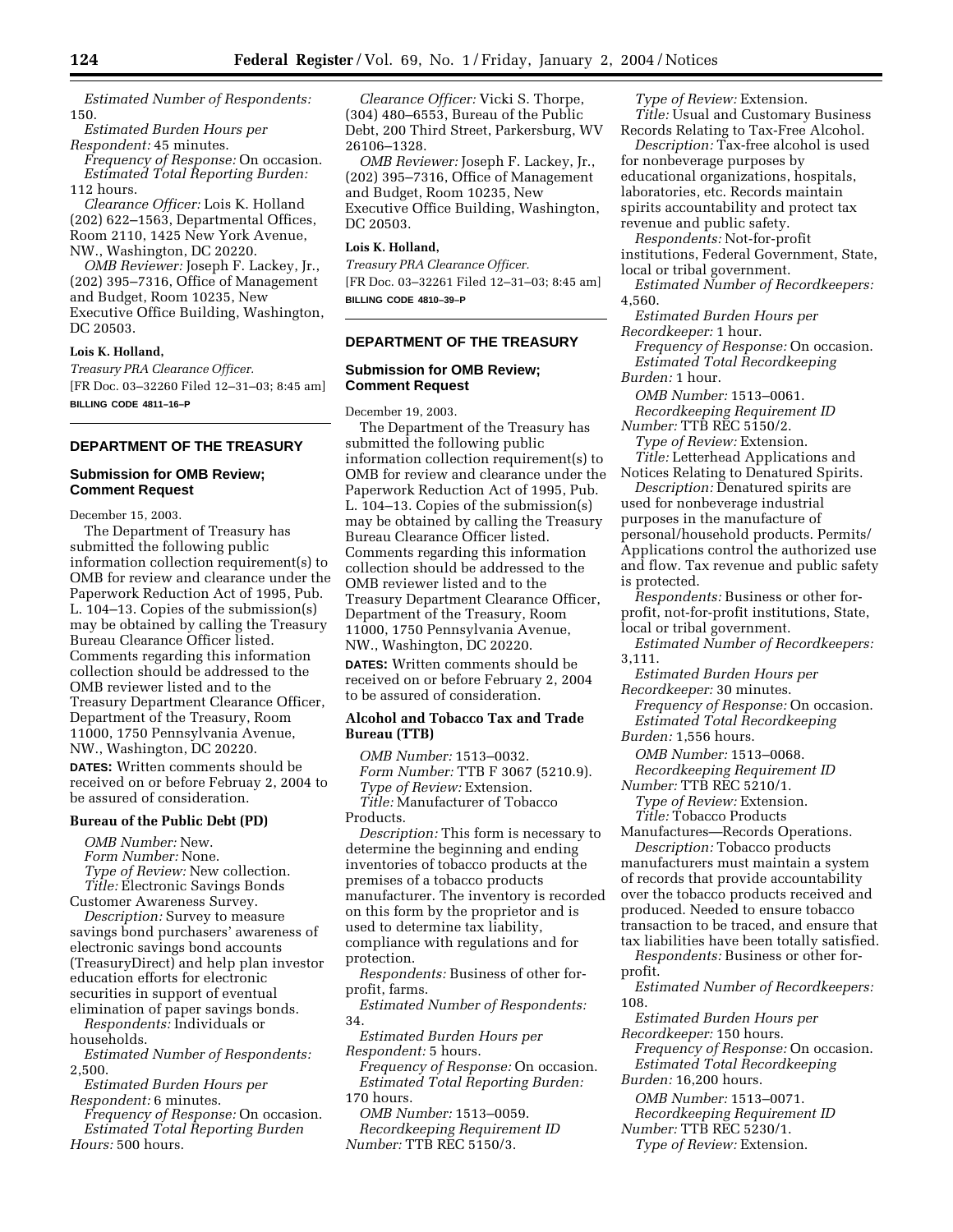*Estimated Number of Respondents:* 150.

*Estimated Burden Hours per Respondent:* 45 minutes.

*Frequency of Response:* On occasion.

*Estimated Total Reporting Burden:* 112 hours.

*Clearance Officer:* Lois K. Holland (202) 622–1563, Departmental Offices, Room 2110, 1425 New York Avenue, NW., Washington, DC 20220.

*OMB Reviewer:* Joseph F. Lackey, Jr., (202) 395–7316, Office of Management and Budget, Room 10235, New Executive Office Building, Washington, DC 20503.

**Lois K. Holland,**

*Treasury PRA Clearance Officer.*

[FR Doc. 03–32260 Filed 12–31–03; 8:45 am]

**BILLING CODE 4811–16–P**

## DEPARTMENT OF THE TREASURY

### Submission for OMB Review; Comment Request

December 15, 2003.

The Department of Treasury has submitted the following public information collection requirement(s) to OMB for review and clearance under the Paperwork Reduction Act of 1995, Pub. L. 104–13. Copies of the submission(s) may be obtained by calling the Treasury Bureau Clearance Officer listed. Comments regarding this information collection should be addressed to the OMB reviewer listed and to the Treasury Department Clearance Officer, Department of the Treasury, Room 11000, 1750 Pennsylvania Avenue, NW., Washington, DC 20220.

**DATES:** Written comments should be received on or before Februay 2, 2004 to be assured of consideration.

#### Bureau of the Public Debt (PD)

*OMB Number:* New.

*Form Number:* None.

*Type of Review:* New collection.

*Title:* Electronic Savings Bonds Customer Awareness Survey.

*Description:* Survey to measure savings bond purchasers' awareness of electronic savings bond accounts (TreasuryDirect) and help plan investor education efforts for electronic securities in support of eventual elimination of paper savings bonds.

*Respondents:* Individuals or households.

*Estimated Number of Respondents:* 2,500.

*Estimated Burden Hours per Respondent:* 6 minutes.

*Frequency of Response:* On occasion.

*Estimated Total Reporting Burden Hours:* 500 hours.

*Clearance Officer:* Vicki S. Thorpe, (304) 480–6553, Bureau of the Public Debt, 200 Third Street, Parkersburg, WV 26106–1328.

*OMB Reviewer:* Joseph F. Lackey, Jr., (202) 395–7316, Office of Management and Budget, Room 10235, New Executive Office Building, Washington, DC 20503.

**Lois K. Holland,**

*Treasury PRA Clearance Officer.*

[FR Doc. 03–32261 Filed 12–31–03; 8:45 am]

**BILLING CODE 4810–39–P**

## DEPARTMENT OF THE TREASURY

### Submission for OMB Review; Comment Request

December 19, 2003.

The Department of the Treasury has submitted the following public information collection requirement(s) to OMB for review and clearance under the Paperwork Reduction Act of 1995, Pub. L. 104–13. Copies of the submission(s) may be obtained by calling the Treasury Bureau Clearance Officer listed. Comments regarding this information collection should be addressed to the OMB reviewer listed and to the Treasury Department Clearance Officer, Department of the Treasury, Room 11000, 1750 Pennsylvania Avenue, NW., Washington, DC 20220.

**DATES:** Written comments should be received on or before February 2, 2004 to be assured of consideration.

#### Alcohol and Tobacco Tax and Trade Bureau (TTB)

*OMB Number:* 1513–0032.

*Form Number:* TTB F 3067 (5210.9).

*Type of Review:* Extension.

*Title:* Manufacturer of Tobacco Products.

*Description:* This form is necessary to determine the beginning and ending inventories of tobacco products at the premises of a tobacco products manufacturer. The inventory is recorded on this form by the proprietor and is used to determine tax liability, compliance with regulations and for protection.

*Respondents:* Business of other for-profit, farms.

*Estimated Number of Respondents:* 34.

*Estimated Burden Hours per Respondent:* 5 hours.

*Frequency of Response:* On occasion.

*Estimated Total Reporting Burden:* 170 hours.

*OMB Number:* 1513–0059.

*Recordkeeping Requirement ID Number:* TTB REC 5150/3.

*Type of Review:* Extension.

*Title:* Usual and Customary Business Records Relating to Tax-Free Alcohol.

*Description:* Tax-free alcohol is used for nonbeverage purposes by educational organizations, hospitals, laboratories, etc. Records maintain spirits accountability and protect tax revenue and public safety.

*Respondents:* Not-for-profit institutions, Federal Government, State, local or tribal government.

*Estimated Number of Recordkeepers:* 4,560.

*Estimated Burden Hours per Recordkeeper:* 1 hour.

*Frequency of Response:* On occasion.

*Estimated Total Recordkeeping Burden:* 1 hour.

*OMB Number:* 1513–0061.

*Recordkeeping Requirement ID Number:* TTB REC 5150/2.

*Type of Review:* Extension.

*Title:* Letterhead Applications and Notices Relating to Denatured Spirits.

*Description:* Denatured spirits are used for nonbeverage industrial purposes in the manufacture of personal/household products. Permits/Applications control the authorized use and flow. Tax revenue and public safety is protected.

*Respondents:* Business or other for-profit, not-for-profit institutions, State, local or tribal government.

*Estimated Number of Recordkeepers:* 3,111.

*Estimated Burden Hours per Recordkeeper:* 30 minutes.

*Frequency of Response:* On occasion.

*Estimated Total Recordkeeping Burden:* 1,556 hours.

*OMB Number:* 1513–0068.

*Recordkeeping Requirement ID Number:* TTB REC 5210/1.

*Type of Review:* Extension.

*Title:* Tobacco Products Manufactures—Records Operations.

*Description:* Tobacco products manufacturers must maintain a system of records that provide accountability over the tobacco products received and produced. Needed to ensure tobacco transaction to be traced, and ensure that tax liabilities have been totally satisfied.

*Respondents:* Business or other for-profit.

*Estimated Number of Recordkeepers:* 108.

*Estimated Burden Hours per Recordkeeper:* 150 hours.

*Frequency of Response:* On occasion.

*Estimated Total Recordkeeping Burden:* 16,200 hours.

*OMB Number:* 1513–0071.

*Recordkeeping Requirement ID Number:* TTB REC 5230/1.

*Type of Review:* Extension.